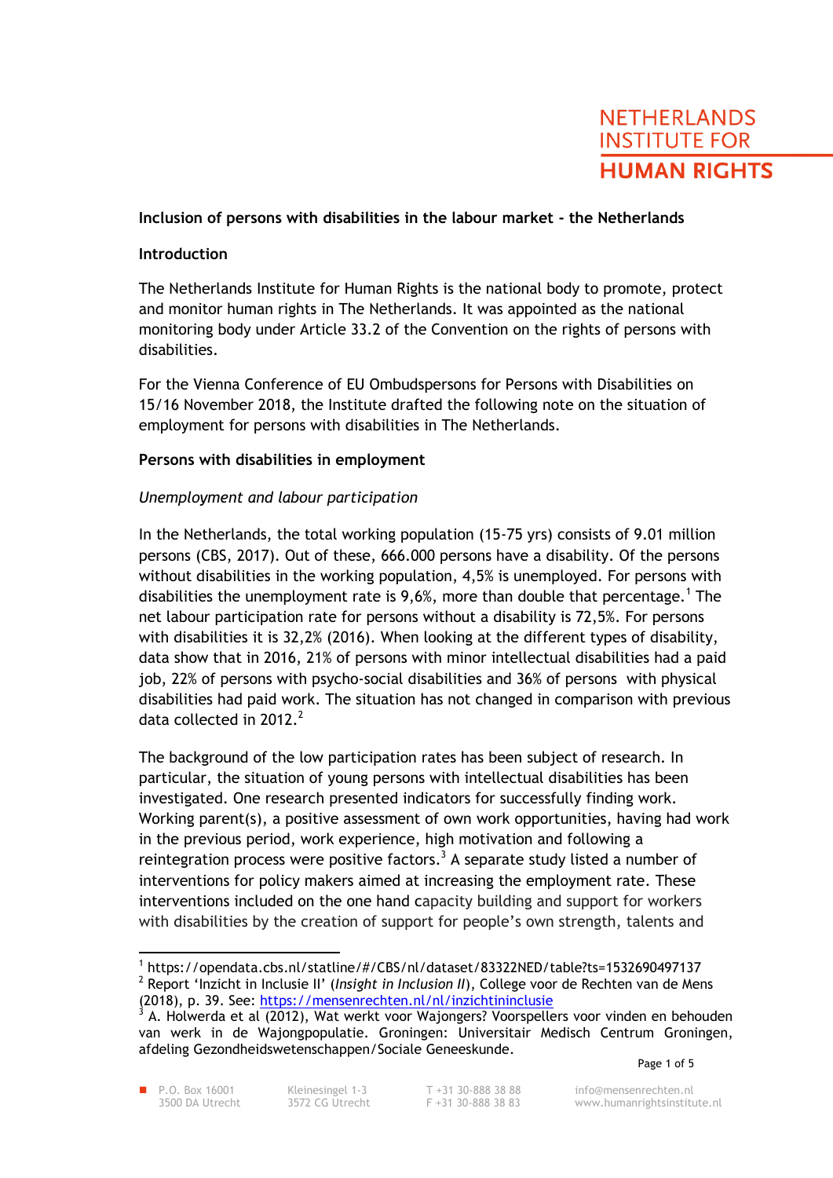NETHERLANDS INSTITUTE FOR **HUMAN RIGHTS**

**Inclusion of persons with disabilities in the labour market - the Netherlands**

**Introduction**

The Netherlands Institute for Human Rights is the national body to promote, protect and monitor human rights in The Netherlands. It was appointed as the national monitoring body under Article 33.2 of the Convention on the rights of persons with disabilities.

For the Vienna Conference of EU Ombudspersons for Persons with Disabilities on 15/16 November 2018, the Institute drafted the following note on the situation of employment for persons with disabilities in The Netherlands.

**Persons with disabilities in employment**

*Unemployment and labour participation*

In the Netherlands, the total working population (15-75 yrs) consists of 9.01 million persons (CBS, 2017). Out of these, 666.000 persons have a disability. Of the persons without disabilities in the working population, 4,5% is unemployed. For persons with disabilities the unemployment rate is 9,6%, more than double that percentage.[1] The net labour participation rate for persons without a disability is 72,5%. For persons with disabilities it is 32,2% (2016). When looking at the different types of disability, data show that in 2016, 21% of persons with minor intellectual disabilities had a paid job, 22% of persons with psycho-social disabilities and 36% of persons with physical disabilities had paid work. The situation has not changed in comparison with previous data collected in 2012.[2]

The background of the low participation rates has been subject of research. In particular, the situation of young persons with intellectual disabilities has been investigated. One research presented indicators for successfully finding work. Working parent(s), a positive assessment of own work opportunities, having had work in the previous period, work experience, high motivation and following a reintegration process were positive factors.[3] A separate study listed a number of interventions for policy makers aimed at increasing the employment rate. These interventions included on the one hand capacity building and support for workers with disabilities by the creation of support for people's own strength, talents and

---

[1] https://opendata.cbs.nl/statline/#/CBS/nl/dataset/83322NED/table?ts=1532690497137

[2] Report 'Inzicht in Inclusie II' (*Insight in Inclusion II*), College voor de Rechten van de Mens (2018), p. 39. See: https://mensenrechten.nl/nl/inzichtininclusie

[3] A. Holwerda et al (2012), Wat werkt voor Wajongers? Voorspellers voor vinden en behouden van werk in de Wajongpopulatie. Groningen: Universitair Medisch Centrum Groningen, afdeling Gezondheidswetenschappen/Sociale Geneeskunde.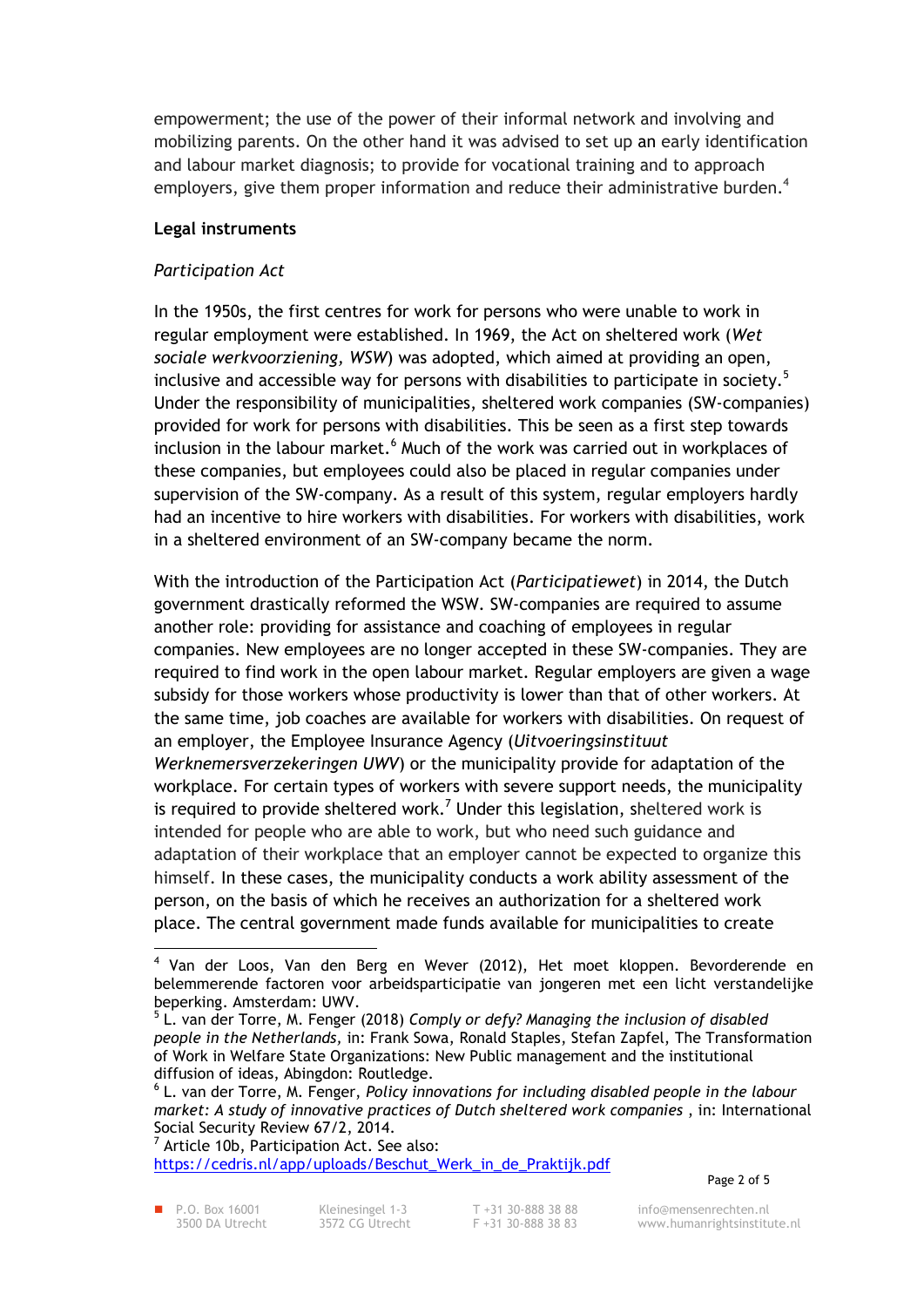empowerment; the use of the power of their informal network and involving and mobilizing parents. On the other hand it was advised to set up an early identification and labour market diagnosis; to provide for vocational training and to approach employers, give them proper information and reduce their administrative burden.[4]

**Legal instruments**

*Participation Act*

In the 1950s, the first centres for work for persons who were unable to work in regular employment were established. In 1969, the Act on sheltered work (*Wet sociale werkvoorziening, WSW*) was adopted, which aimed at providing an open, inclusive and accessible way for persons with disabilities to participate in society.[5] Under the responsibility of municipalities, sheltered work companies (SW-companies) provided for work for persons with disabilities. This be seen as a first step towards inclusion in the labour market.[6] Much of the work was carried out in workplaces of these companies, but employees could also be placed in regular companies under supervision of the SW-company. As a result of this system, regular employers hardly had an incentive to hire workers with disabilities. For workers with disabilities, work in a sheltered environment of an SW-company became the norm.

With the introduction of the Participation Act (*Participatiewet*) in 2014, the Dutch government drastically reformed the WSW. SW-companies are required to assume another role: providing for assistance and coaching of employees in regular companies. New employees are no longer accepted in these SW-companies. They are required to find work in the open labour market. Regular employers are given a wage subsidy for those workers whose productivity is lower than that of other workers. At the same time, job coaches are available for workers with disabilities. On request of an employer, the Employee Insurance Agency (*Uitvoeringsinstituut Werknemersverzekeringen UWV*) or the municipality provide for adaptation of the workplace. For certain types of workers with severe support needs, the municipality is required to provide sheltered work.[7] Under this legislation, sheltered work is intended for people who are able to work, but who need such guidance and adaptation of their workplace that an employer cannot be expected to organize this himself. In these cases, the municipality conducts a work ability assessment of the person, on the basis of which he receives an authorization for a sheltered work place. The central government made funds available for municipalities to create

---

[4] Van der Loos, Van den Berg en Wever (2012), Het moet kloppen. Bevorderende en belemmerende factoren voor arbeidsparticipatie van jongeren met een licht verstandelijke beperking. Amsterdam: UWV.

[5] L. van der Torre, M. Fenger (2018) *Comply or defy? Managing the inclusion of disabled people in the Netherlands*, in: Frank Sowa, Ronald Staples, Stefan Zapfel, The Transformation of Work in Welfare State Organizations: New Public management and the institutional diffusion of ideas, Abingdon: Routledge.

[6] L. van der Torre, M. Fenger, *Policy innovations for including disabled people in the labour market: A study of innovative practices of Dutch sheltered work companies* , in: International Social Security Review 67/2, 2014.

[7] Article 10b, Participation Act. See also: https://cedris.nl/app/uploads/Beschut_Werk_in_de_Praktijk.pdf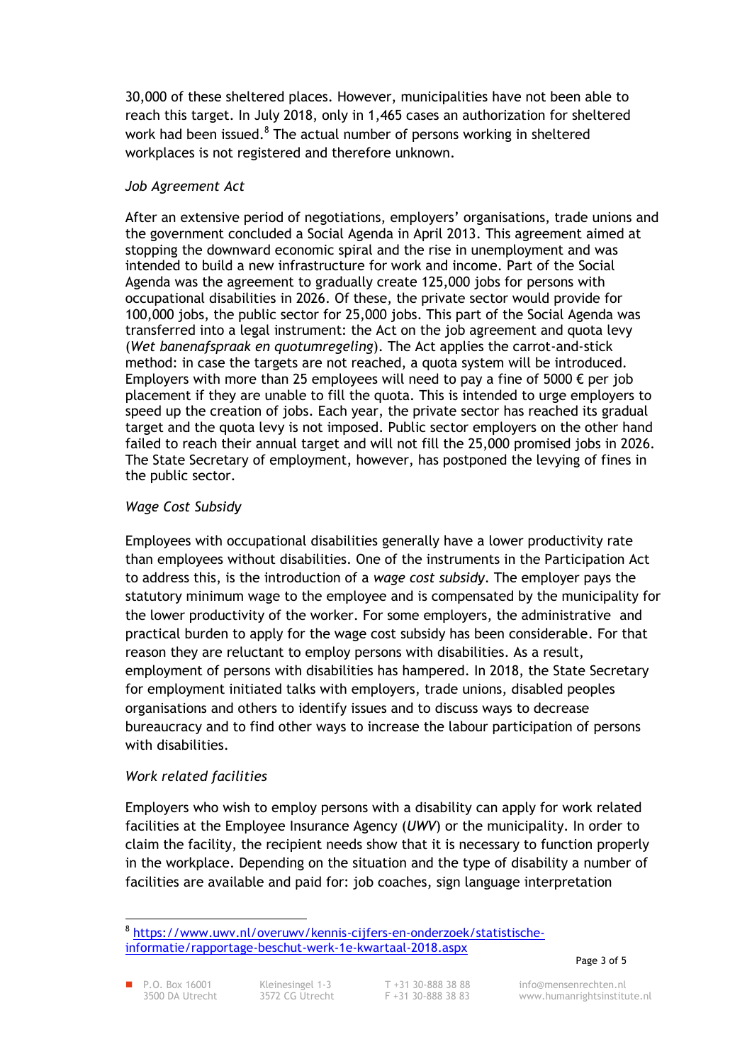30,000 of these sheltered places. However, municipalities have not been able to reach this target. In July 2018, only in 1,465 cases an authorization for sheltered work had been issued.[8] The actual number of persons working in sheltered workplaces is not registered and therefore unknown.

*Job Agreement Act*

After an extensive period of negotiations, employers' organisations, trade unions and the government concluded a Social Agenda in April 2013. This agreement aimed at stopping the downward economic spiral and the rise in unemployment and was intended to build a new infrastructure for work and income. Part of the Social Agenda was the agreement to gradually create 125,000 jobs for persons with occupational disabilities in 2026. Of these, the private sector would provide for 100,000 jobs, the public sector for 25,000 jobs. This part of the Social Agenda was transferred into a legal instrument: the Act on the job agreement and quota levy (*Wet banenafspraak en quotumregeling*). The Act applies the carrot-and-stick method: in case the targets are not reached, a quota system will be introduced. Employers with more than 25 employees will need to pay a fine of 5000 € per job placement if they are unable to fill the quota. This is intended to urge employers to speed up the creation of jobs. Each year, the private sector has reached its gradual target and the quota levy is not imposed. Public sector employers on the other hand failed to reach their annual target and will not fill the 25,000 promised jobs in 2026. The State Secretary of employment, however, has postponed the levying of fines in the public sector.

*Wage Cost Subsidy*

Employees with occupational disabilities generally have a lower productivity rate than employees without disabilities. One of the instruments in the Participation Act to address this, is the introduction of a *wage cost subsidy*. The employer pays the statutory minimum wage to the employee and is compensated by the municipality for the lower productivity of the worker. For some employers, the administrative and practical burden to apply for the wage cost subsidy has been considerable. For that reason they are reluctant to employ persons with disabilities. As a result, employment of persons with disabilities has hampered. In 2018, the State Secretary for employment initiated talks with employers, trade unions, disabled peoples organisations and others to identify issues and to discuss ways to decrease bureaucracy and to find other ways to increase the labour participation of persons with disabilities.

*Work related facilities*

Employers who wish to employ persons with a disability can apply for work related facilities at the Employee Insurance Agency (*UWV*) or the municipality. In order to claim the facility, the recipient needs show that it is necessary to function properly in the workplace. Depending on the situation and the type of disability a number of facilities are available and paid for: job coaches, sign language interpretation

---

[8] https://www.uwv.nl/overuwv/kennis-cijfers-en-onderzoek/statistische-informatie/rapportage-beschut-werk-1e-kwartaal-2018.aspx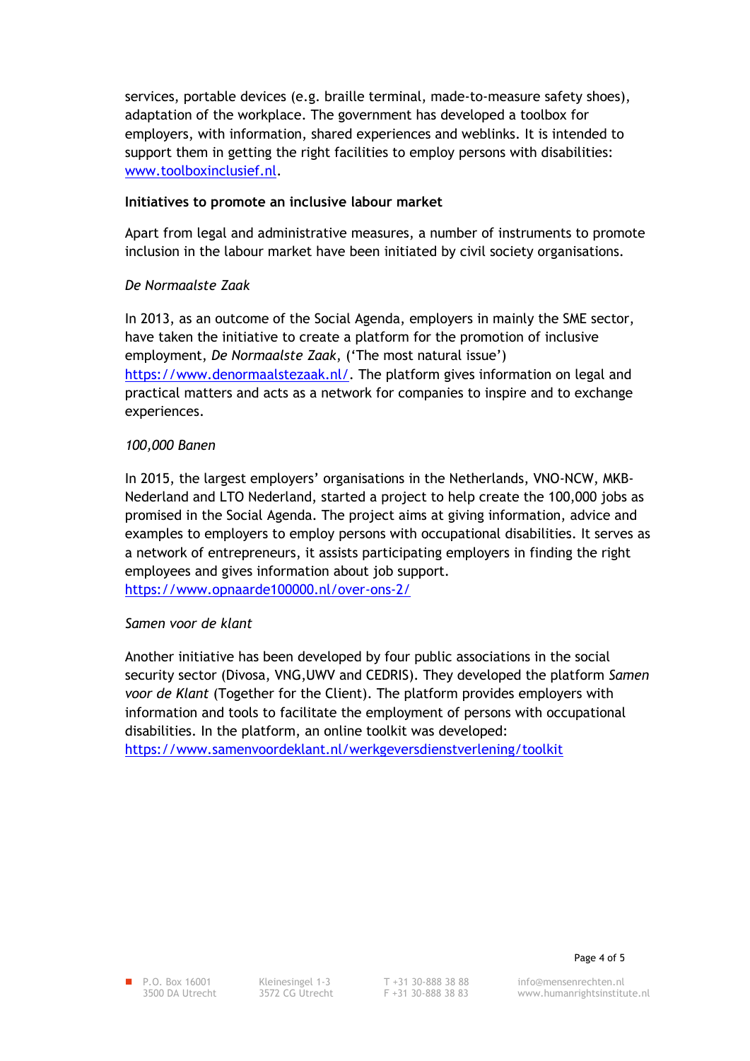services, portable devices (e.g. braille terminal, made-to-measure safety shoes), adaptation of the workplace. The government has developed a toolbox for employers, with information, shared experiences and weblinks. It is intended to support them in getting the right facilities to employ persons with disabilities: www.toolboxinclusief.nl.

**Initiatives to promote an inclusive labour market**

Apart from legal and administrative measures, a number of instruments to promote inclusion in the labour market have been initiated by civil society organisations.

*De Normaalste Zaak*

In 2013, as an outcome of the Social Agenda, employers in mainly the SME sector, have taken the initiative to create a platform for the promotion of inclusive employment, *De Normaalste Zaak*, ('The most natural issue') https://www.denormaalstezaak.nl/. The platform gives information on legal and practical matters and acts as a network for companies to inspire and to exchange experiences.

*100,000 Banen*

In 2015, the largest employers' organisations in the Netherlands, VNO-NCW, MKB-Nederland and LTO Nederland, started a project to help create the 100,000 jobs as promised in the Social Agenda. The project aims at giving information, advice and examples to employers to employ persons with occupational disabilities. It serves as a network of entrepreneurs, it assists participating employers in finding the right employees and gives information about job support.
https://www.opnaarde100000.nl/over-ons-2/

*Samen voor de klant*

Another initiative has been developed by four public associations in the social security sector (Divosa, VNG,UWV and CEDRIS). They developed the platform *Samen voor de Klant* (Together for the Client). The platform provides employers with information and tools to facilitate the employment of persons with occupational disabilities. In the platform, an online toolkit was developed:
https://www.samenvoordeklant.nl/werkgeversdienstverlening/toolkit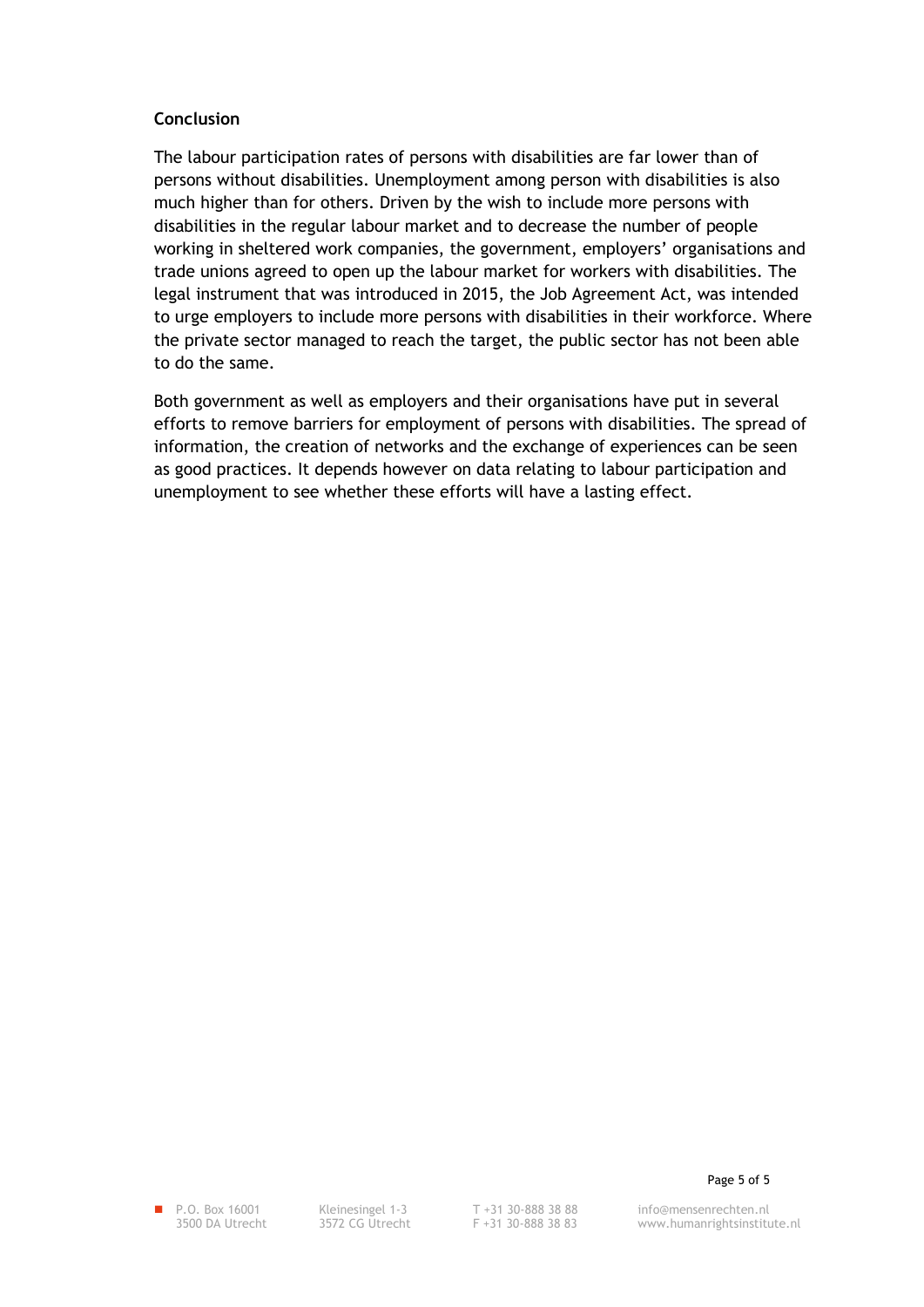**Conclusion**

The labour participation rates of persons with disabilities are far lower than of persons without disabilities. Unemployment among person with disabilities is also much higher than for others. Driven by the wish to include more persons with disabilities in the regular labour market and to decrease the number of people working in sheltered work companies, the government, employers' organisations and trade unions agreed to open up the labour market for workers with disabilities. The legal instrument that was introduced in 2015, the Job Agreement Act, was intended to urge employers to include more persons with disabilities in their workforce. Where the private sector managed to reach the target, the public sector has not been able to do the same.

Both government as well as employers and their organisations have put in several efforts to remove barriers for employment of persons with disabilities. The spread of information, the creation of networks and the exchange of experiences can be seen as good practices. It depends however on data relating to labour participation and unemployment to see whether these efforts will have a lasting effect.